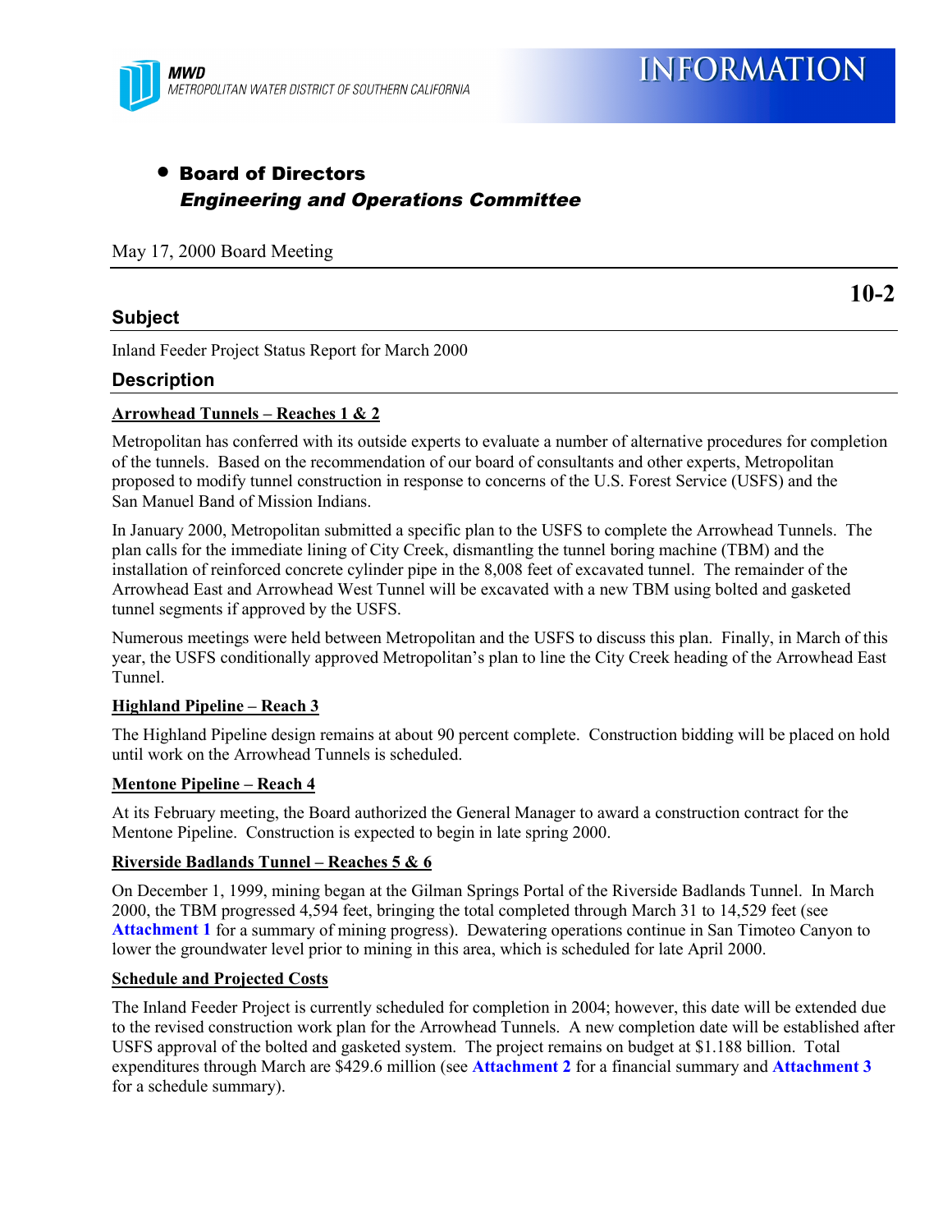**MWD**
*METROPOLITAN WATER DISTRICT OF SOUTHERN CALIFORNIA*

# INFORMATION

- **Board of Directors**
  ***Engineering and Operations Committee***

May 17, 2000 Board Meeting

**10-2**

## Subject

Inland Feeder Project Status Report for March 2000

## Description

**Arrowhead Tunnels – Reaches 1 & 2**

Metropolitan has conferred with its outside experts to evaluate a number of alternative procedures for completion of the tunnels. Based on the recommendation of our board of consultants and other experts, Metropolitan proposed to modify tunnel construction in response to concerns of the U.S. Forest Service (USFS) and the San Manuel Band of Mission Indians.

In January 2000, Metropolitan submitted a specific plan to the USFS to complete the Arrowhead Tunnels. The plan calls for the immediate lining of City Creek, dismantling the tunnel boring machine (TBM) and the installation of reinforced concrete cylinder pipe in the 8,008 feet of excavated tunnel. The remainder of the Arrowhead East and Arrowhead West Tunnel will be excavated with a new TBM using bolted and gasketed tunnel segments if approved by the USFS.

Numerous meetings were held between Metropolitan and the USFS to discuss this plan. Finally, in March of this year, the USFS conditionally approved Metropolitan's plan to line the City Creek heading of the Arrowhead East Tunnel.

**Highland Pipeline – Reach 3**

The Highland Pipeline design remains at about 90 percent complete. Construction bidding will be placed on hold until work on the Arrowhead Tunnels is scheduled.

**Mentone Pipeline – Reach 4**

At its February meeting, the Board authorized the General Manager to award a construction contract for the Mentone Pipeline. Construction is expected to begin in late spring 2000.

**Riverside Badlands Tunnel – Reaches 5 & 6**

On December 1, 1999, mining began at the Gilman Springs Portal of the Riverside Badlands Tunnel. In March 2000, the TBM progressed 4,594 feet, bringing the total completed through March 31 to 14,529 feet (see **Attachment 1** for a summary of mining progress). Dewatering operations continue in San Timoteo Canyon to lower the groundwater level prior to mining in this area, which is scheduled for late April 2000.

**Schedule and Projected Costs**

The Inland Feeder Project is currently scheduled for completion in 2004; however, this date will be extended due to the revised construction work plan for the Arrowhead Tunnels. A new completion date will be established after USFS approval of the bolted and gasketed system. The project remains on budget at $1.188 billion. Total expenditures through March are $429.6 million (see **Attachment 2** for a financial summary and **Attachment 3** for a schedule summary).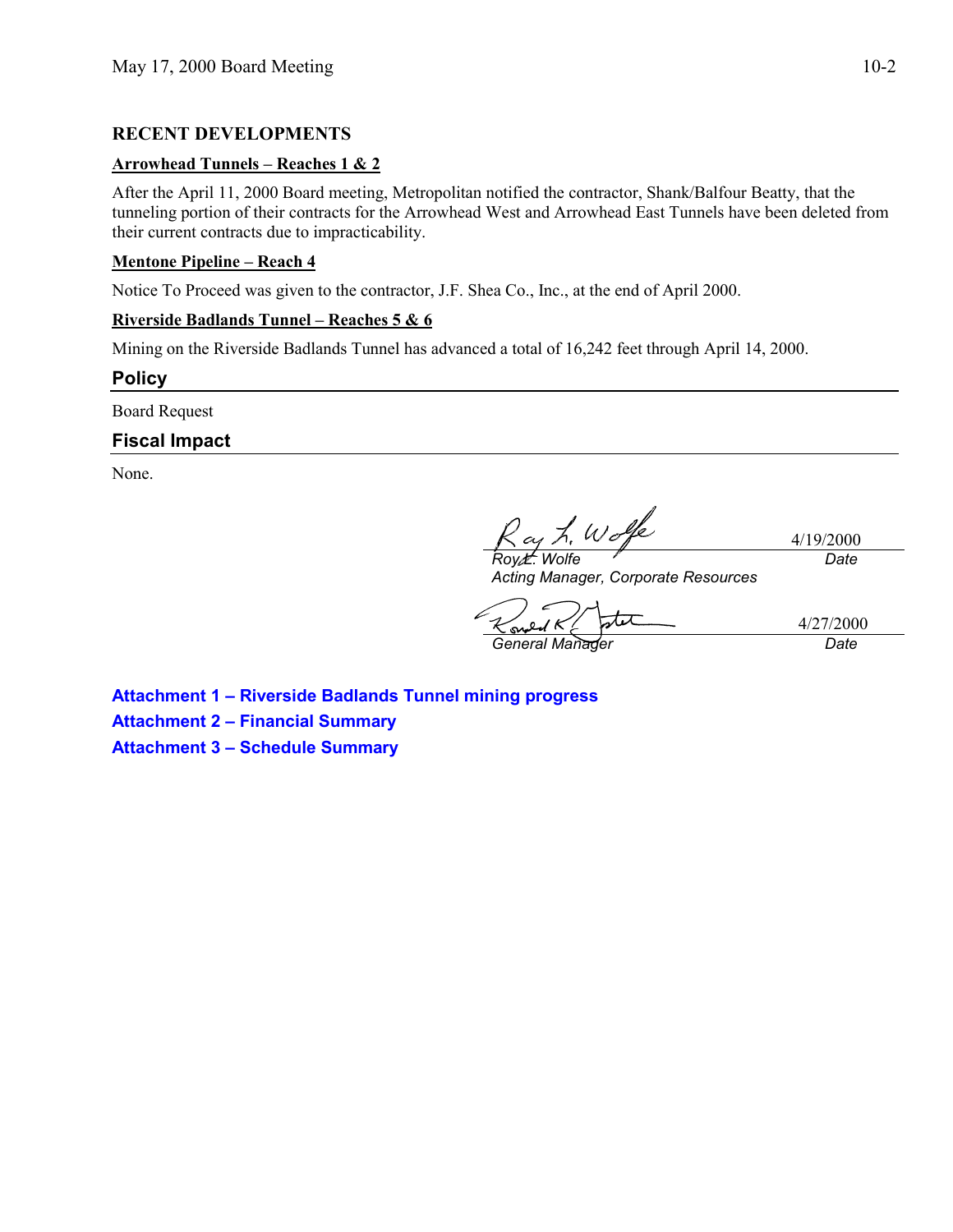## RECENT DEVELOPMENTS

**Arrowhead Tunnels – Reaches 1 & 2**

After the April 11, 2000 Board meeting, Metropolitan notified the contractor, Shank/Balfour Beatty, that the tunneling portion of their contracts for the Arrowhead West and Arrowhead East Tunnels have been deleted from their current contracts due to impracticability.

**Mentone Pipeline – Reach 4**

Notice To Proceed was given to the contractor, J.F. Shea Co., Inc., at the end of April 2000.

**Riverside Badlands Tunnel – Reaches 5 & 6**

Mining on the Riverside Badlands Tunnel has advanced a total of 16,242 feet through April 14, 2000.

## Policy

Board Request

## Fiscal Impact

None.

| | |
|---|---|
| *Roy L. Wolfe* | 4/19/2000 |
| *Acting Manager, Corporate Resources* | *Date* |

| | |
|---|---|
| *General Manager* | 4/27/2000 |
| | *Date* |

**Attachment 1 – Riverside Badlands Tunnel mining progress**

**Attachment 2 – Financial Summary**

**Attachment 3 – Schedule Summary**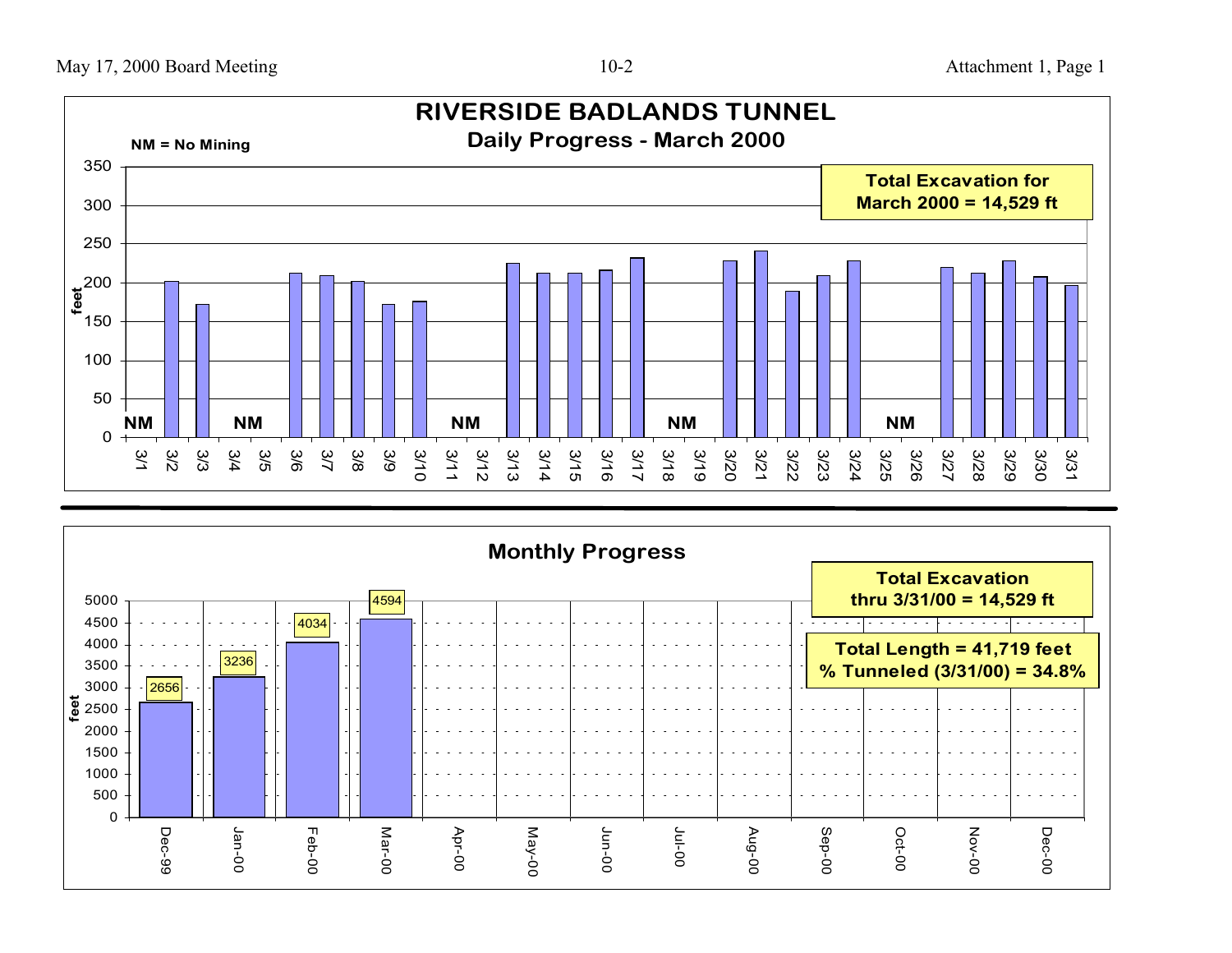# RIVERSIDE BADLANDS TUNNEL

## Daily Progress - March 2000

NM = No Mining

**Total Excavation for March 2000 = 14,529 ft**

NM: 3/1, 3/4–3/5, 3/11–3/12, 3/18–3/19, 3/25–3/26

Axis: feet (0–350); dates 3/1 through 3/31

## Monthly Progress

| Month | feet |
|---|---|
| Dec-99 | 2656 |
| Jan-00 | 3236 |
| Feb-00 | 4034 |
| Mar-00 | 4594 |
| Apr-00 | |
| May-00 | |
| Jun-00 | |
| Jul-00 | |
| Aug-00 | |
| Sep-00 | |
| Oct-00 | |
| Nov-00 | |
| Dec-00 | |

**Total Excavation thru 3/31/00 = 14,529 ft**

**Total Length = 41,719 feet**
**% Tunneled (3/31/00) = 34.8%**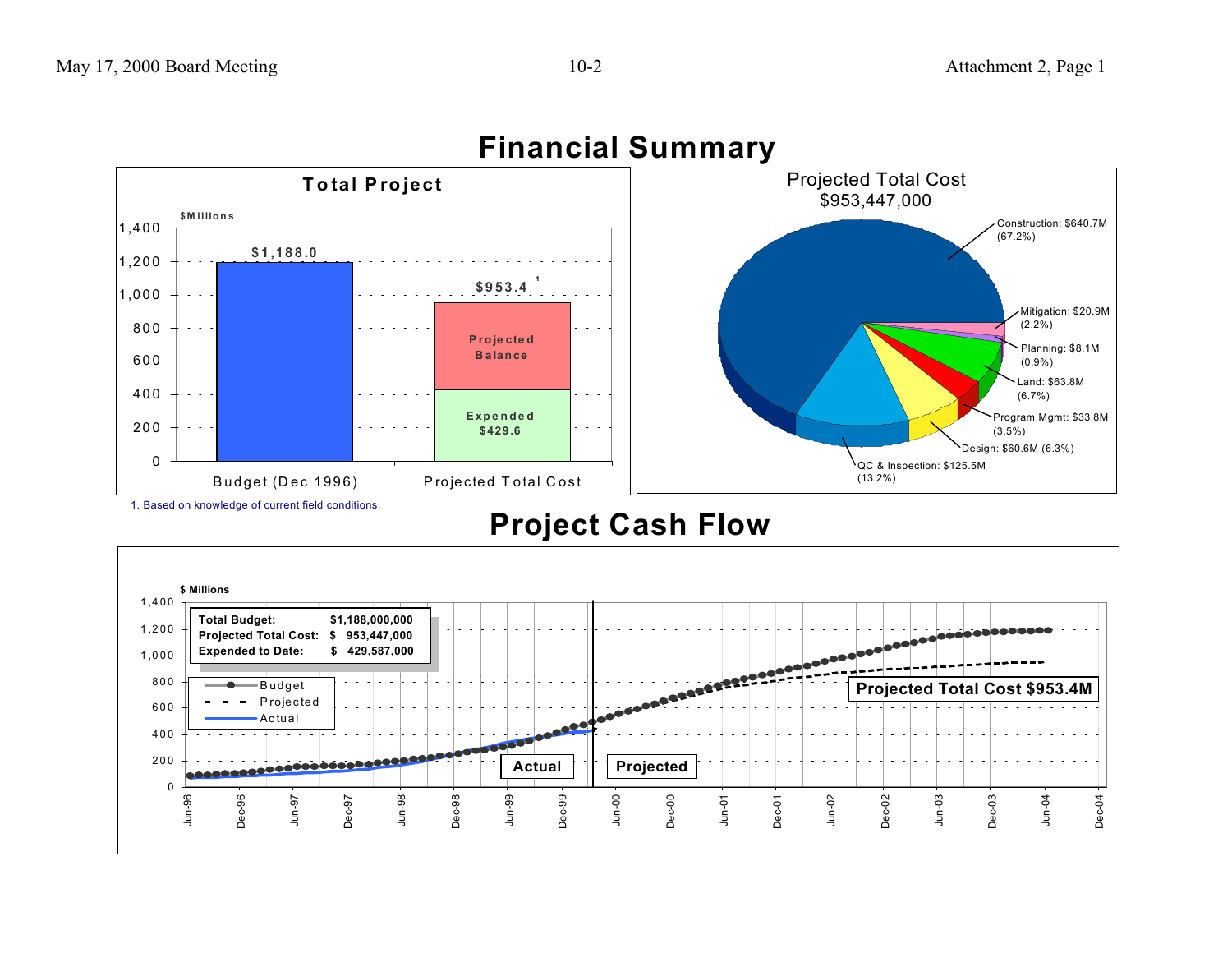# Financial Summary

## Total Project

$Millions

| | Budget (Dec 1996) | Projected Total Cost |
|---|---|---|
| Total | $1,188.0 | $953.4 [1] |
| Projected Balance | | |
| Expended | | $429.6 |

1. Based on knowledge of current field conditions.

## Projected Total Cost $953,447,000

| Category | Amount | Percent |
|---|---|---|
| Construction | $640.7M | (67.2%) |
| Mitigation | $20.9M | (2.2%) |
| Planning | $8.1M | (0.9%) |
| Land | $63.8M | (6.7%) |
| Program Mgmt | $33.8M | (3.5%) |
| Design | $60.6M | (6.3%) |
| QC & Inspection | $125.5M | (13.2%) |

# Project Cash Flow

$ Millions

| | |
|---|---|
| **Total Budget:** | **$1,188,000,000** |
| **Projected Total Cost:** | **$ 953,447,000** |
| **Expended to Date:** | **$ 429,587,000** |

Legend: Budget; Projected; Actual

**Actual** | **Projected**

**Projected Total Cost $953.4M**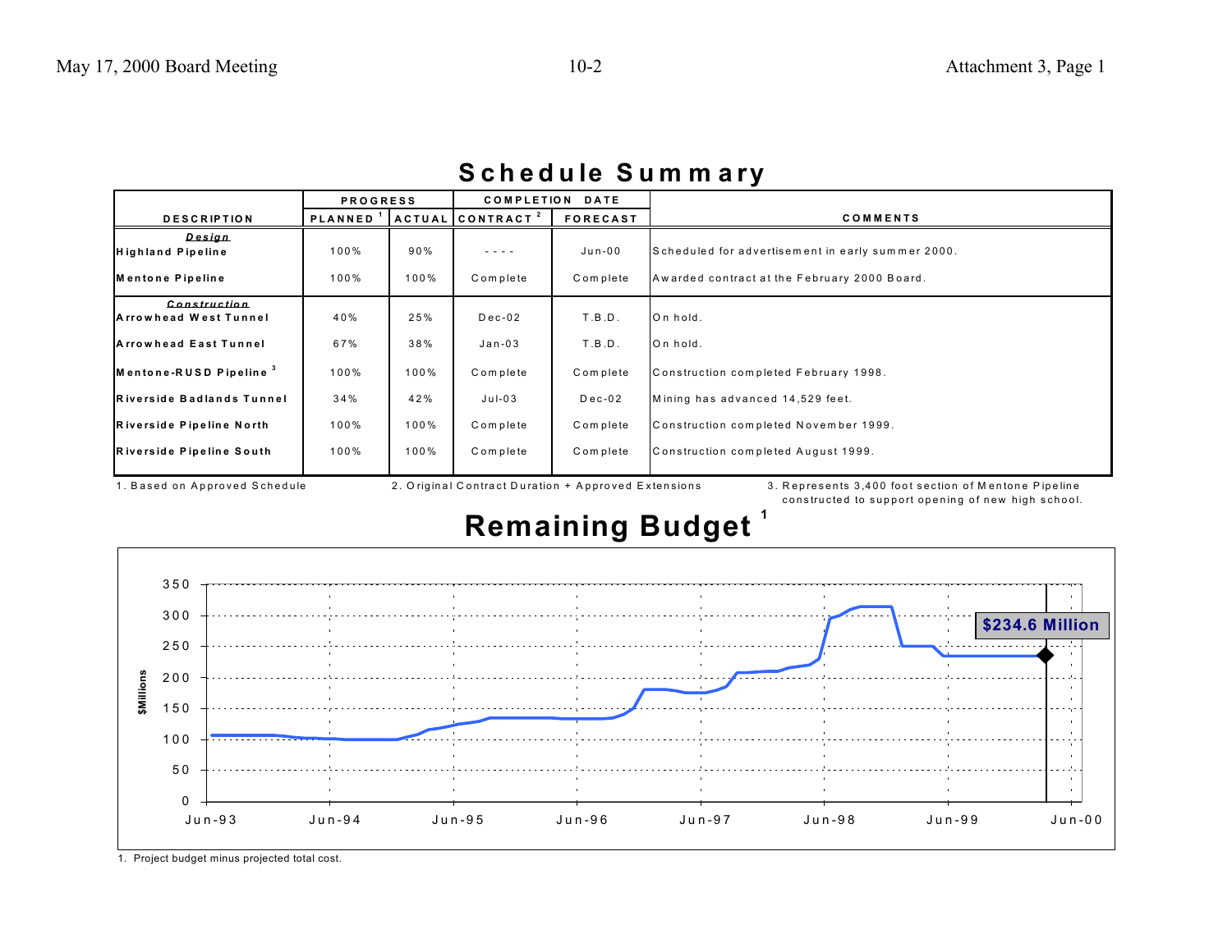# Schedule Summary

| DESCRIPTION | PROGRESS | | COMPLETION DATE | | COMMENTS |
|---|---|---|---|---|---|
| | PLANNED [1] | ACTUAL | CONTRACT [2] | FORECAST | |
| ***Design*** | | | | | |
| **Highland Pipeline** | 100% | 90% | - - - - | Jun-00 | Scheduled for advertisement in early summer 2000. |
| **Mentone Pipeline** | 100% | 100% | Complete | Complete | Awarded contract at the February 2000 Board. |
| ***Construction*** | | | | | |
| **Arrowhead West Tunnel** | 40% | 25% | Dec-02 | T.B.D. | On hold. |
| **Arrowhead East Tunnel** | 67% | 38% | Jan-03 | T.B.D. | On hold. |
| **Mentone-RUSD Pipeline [3]** | 100% | 100% | Complete | Complete | Construction completed February 1998. |
| **Riverside Badlands Tunnel** | 34% | 42% | Jul-03 | Dec-02 | Mining has advanced 14,529 feet. |
| **Riverside Pipeline North** | 100% | 100% | Complete | Complete | Construction completed November 1999. |
| **Riverside Pipeline South** | 100% | 100% | Complete | Complete | Construction completed August 1999. |

1. Based on Approved Schedule
2. Original Contract Duration + Approved Extensions
3. Represents 3,400 foot section of Mentone Pipeline constructed to support opening of new high school.

# Remaining Budget [1]

$Millions

350
300
250
200
150
100
50
0

Jun-93
Jun-94
Jun-95
Jun-96
Jun-97
Jun-98
Jun-99
Jun-00

$234.6 Million

1. Project budget minus projected total cost.